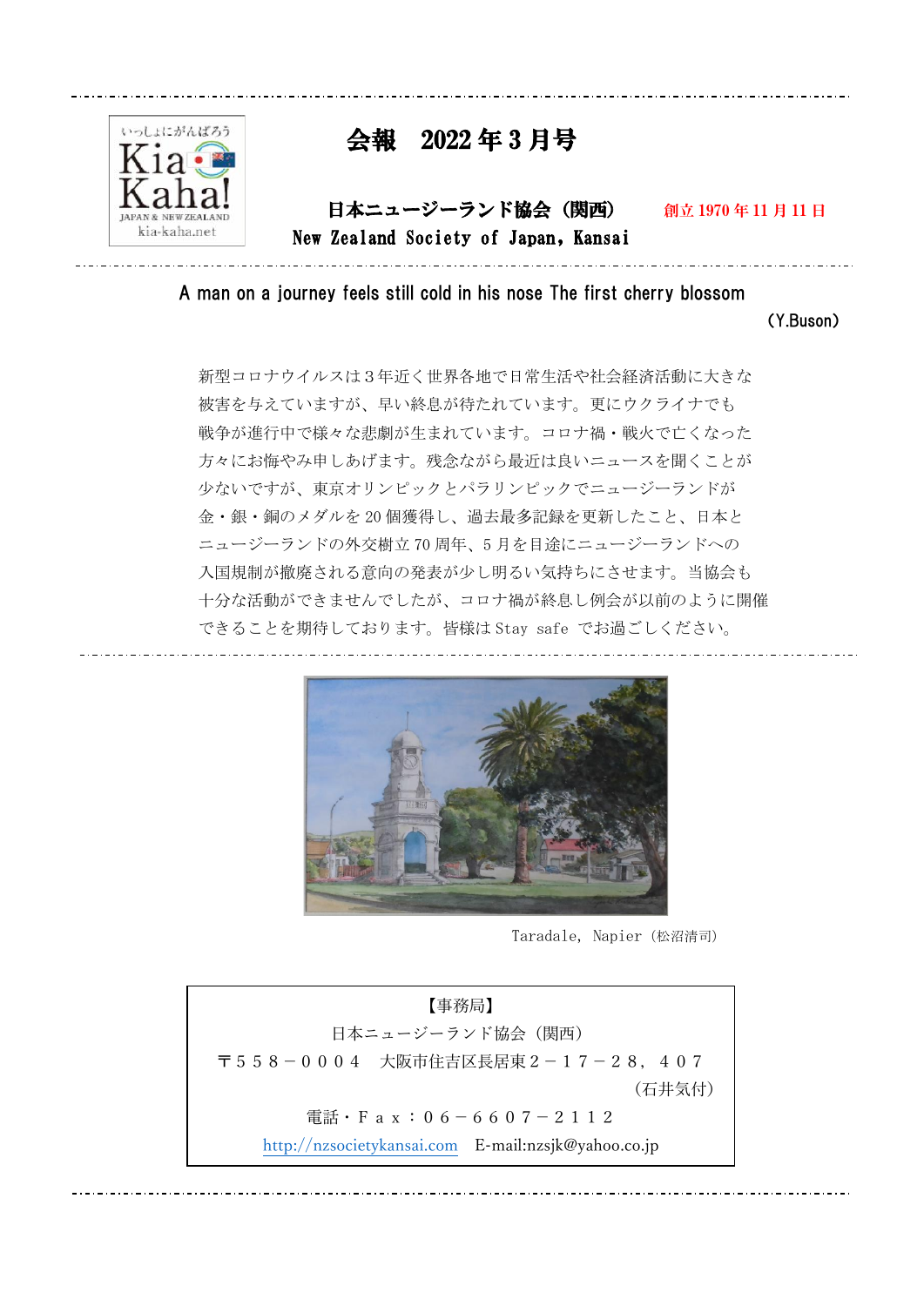いっしょにがんばろう
Kia Kaha!
JAPAN & NEW ZEALAND
kia-kaha.net

# 会報　2022 年 3 月号

**日本ニュージーランド協会（関西）**　　創立 1970 年 11 月 11 日

**New Zealand Society of Japan, Kansai**

A man on a journey feels still cold in his nose The first cherry blossom

（Y.Buson）

新型コロナウイルスは３年近く世界各地で日常生活や社会経済活動に大きな被害を与えていますが、早い終息が待たれています。更にウクライナでも戦争が進行中で様々な悲劇が生まれています。コロナ禍・戦火で亡くなった方々にお悔やみ申しあげます。残念ながら最近は良いニュースを聞くことが少ないですが、東京オリンピックとパラリンピックでニュージーランドが金・銀・銅のメダルを 20 個獲得し、過去最多記録を更新したこと、日本とニュージーランドの外交樹立 70 周年、5 月を目途にニュージーランドへの入国規制が撤廃される意向の発表が少し明るい気持ちにさせます。当協会も十分な活動ができませんでしたが、コロナ禍が終息し例会が以前のように開催できることを期待しております。皆様は Stay safe でお過ごしください。

Taradale, Napier（松沼清司）

【事務局】
日本ニュージーランド協会（関西）
〒５５８－０００４　大阪市住吉区長居東２－１７－２８，４０７
（石井気付）
電話・Ｆａｘ：０６－６６０７－２１１２
http://nzsocietykansai.com　E-mail:nzsjk@yahoo.co.jp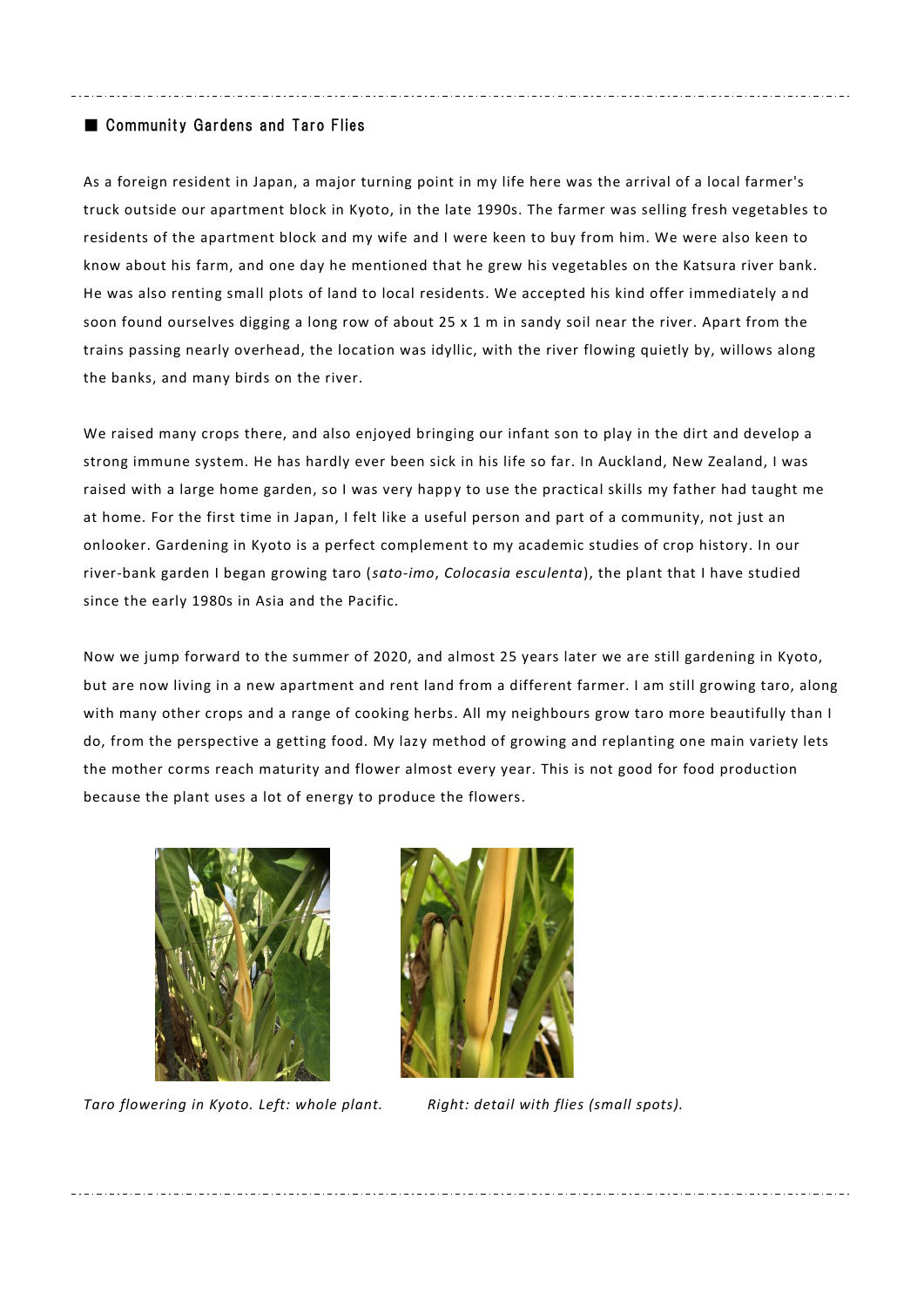## ■ Community Gardens and Taro Flies

As a foreign resident in Japan, a major turning point in my life here was the arrival of a local farmer's truck outside our apartment block in Kyoto, in the late 1990s. The farmer was selling fresh vegetables to residents of the apartment block and my wife and I were keen to buy from him. We were also keen to know about his farm, and one day he mentioned that he grew his vegetables on the Katsura river bank. He was also renting small plots of land to local residents. We accepted his kind offer immediately and soon found ourselves digging a long row of about 25 x 1 m in sandy soil near the river. Apart from the trains passing nearly overhead, the location was idyllic, with the river flowing quietly by, willows along the banks, and many birds on the river.

We raised many crops there, and also enjoyed bringing our infant son to play in the dirt and develop a strong immune system. He has hardly ever been sick in his life so far. In Auckland, New Zealand, I was raised with a large home garden, so I was very happy to use the practical skills my father had taught me at home. For the first time in Japan, I felt like a useful person and part of a community, not just an onlooker. Gardening in Kyoto is a perfect complement to my academic studies of crop history. In our river-bank garden I began growing taro (*sato-imo*, *Colocasia esculenta*), the plant that I have studied since the early 1980s in Asia and the Pacific.

Now we jump forward to the summer of 2020, and almost 25 years later we are still gardening in Kyoto, but are now living in a new apartment and rent land from a different farmer. I am still growing taro, along with many other crops and a range of cooking herbs. All my neighbours grow taro more beautifully than I do, from the perspective a getting food. My lazy method of growing and replanting one main variety lets the mother corms reach maturity and flower almost every year. This is not good for food production because the plant uses a lot of energy to produce the flowers.

*Taro flowering in Kyoto. Left: whole plant. Right: detail with flies (small spots).*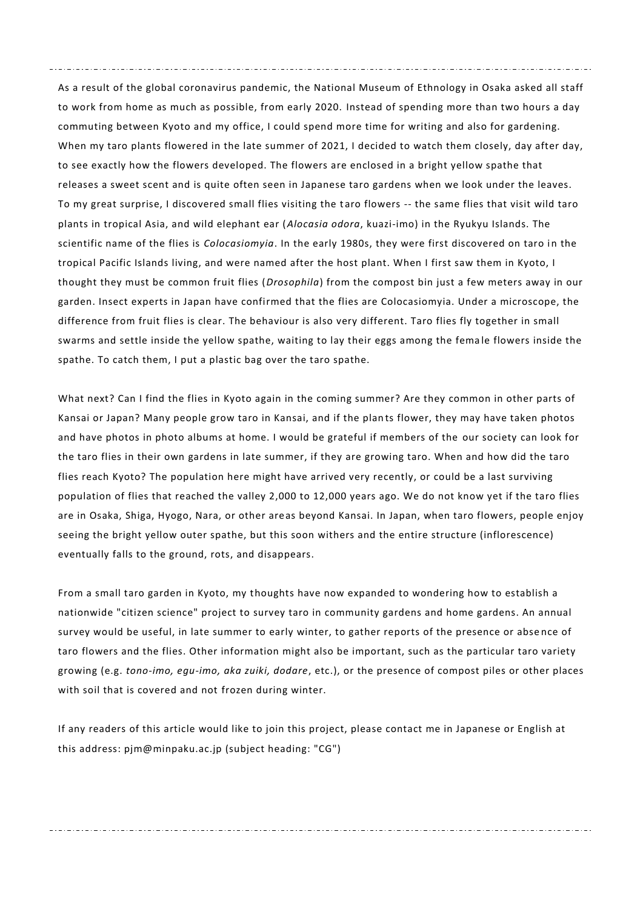As a result of the global coronavirus pandemic, the National Museum of Ethnology in Osaka asked all staff to work from home as much as possible, from early 2020. Instead of spending more than two hours a day commuting between Kyoto and my office, I could spend more time for writing and also for gardening. When my taro plants flowered in the late summer of 2021, I decided to watch them closely, day after day, to see exactly how the flowers developed. The flowers are enclosed in a bright yellow spathe that releases a sweet scent and is quite often seen in Japanese taro gardens when we look under the leaves. To my great surprise, I discovered small flies visiting the taro flowers -- the same flies that visit wild taro plants in tropical Asia, and wild elephant ear (*Alocasia odora*, kuazi-imo) in the Ryukyu Islands. The scientific name of the flies is *Colocasiomyia*. In the early 1980s, they were first discovered on taro in the tropical Pacific Islands living, and were named after the host plant. When I first saw them in Kyoto, I thought they must be common fruit flies (*Drosophila*) from the compost bin just a few meters away in our garden. Insect experts in Japan have confirmed that the flies are Colocasiomyia. Under a microscope, the difference from fruit flies is clear. The behaviour is also very different. Taro flies fly together in small swarms and settle inside the yellow spathe, waiting to lay their eggs among the female flowers inside the spathe. To catch them, I put a plastic bag over the taro spathe.

What next? Can I find the flies in Kyoto again in the coming summer? Are they common in other parts of Kansai or Japan? Many people grow taro in Kansai, and if the plants flower, they may have taken photos and have photos in photo albums at home. I would be grateful if members of the our society can look for the taro flies in their own gardens in late summer, if they are growing taro. When and how did the taro flies reach Kyoto? The population here might have arrived very recently, or could be a last surviving population of flies that reached the valley 2,000 to 12,000 years ago. We do not know yet if the taro flies are in Osaka, Shiga, Hyogo, Nara, or other areas beyond Kansai. In Japan, when taro flowers, people enjoy seeing the bright yellow outer spathe, but this soon withers and the entire structure (inflorescence) eventually falls to the ground, rots, and disappears.

From a small taro garden in Kyoto, my thoughts have now expanded to wondering how to establish a nationwide "citizen science" project to survey taro in community gardens and home gardens. An annual survey would be useful, in late summer to early winter, to gather reports of the presence or absence of taro flowers and the flies. Other information might also be important, such as the particular taro variety growing (e.g. *tono-imo, egu-imo, aka zuiki, dodare*, etc.), or the presence of compost piles or other places with soil that is covered and not frozen during winter.

If any readers of this article would like to join this project, please contact me in Japanese or English at this address: pjm@minpaku.ac.jp (subject heading: "CG")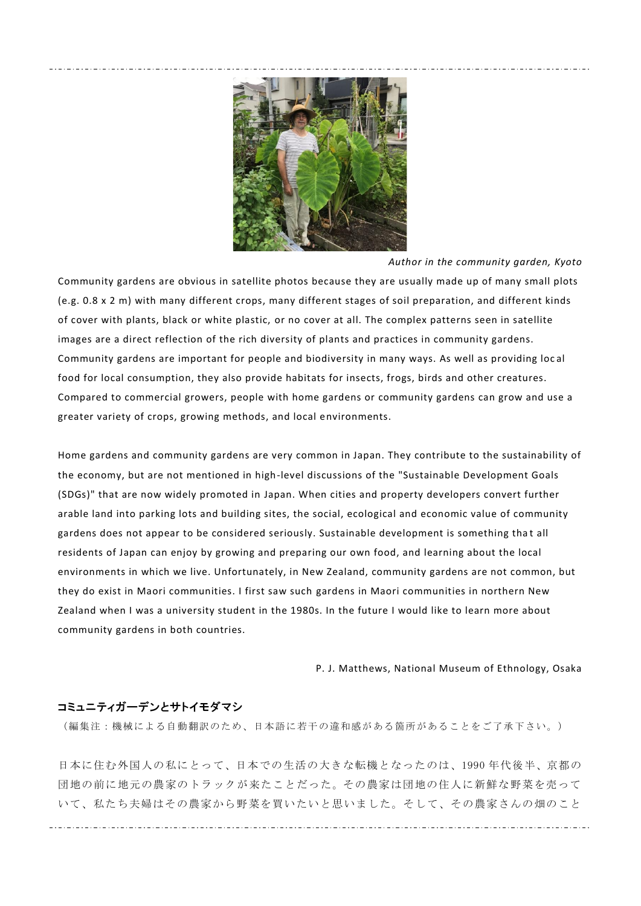*Author in the community garden, Kyoto*

Community gardens are obvious in satellite photos because they are usually made up of many small plots (e.g. 0.8 x 2 m) with many different crops, many different stages of soil preparation, and different kinds of cover with plants, black or white plastic, or no cover at all. The complex patterns seen in satellite images are a direct reflection of the rich diversity of plants and practices in community gardens. Community gardens are important for people and biodiversity in many ways. As well as providing local food for local consumption, they also provide habitats for insects, frogs, birds and other creatures. Compared to commercial growers, people with home gardens or community gardens can grow and use a greater variety of crops, growing methods, and local environments.

Home gardens and community gardens are very common in Japan. They contribute to the sustainability of the economy, but are not mentioned in high-level discussions of the "Sustainable Development Goals (SDGs)" that are now widely promoted in Japan. When cities and property developers convert further arable land into parking lots and building sites, the social, ecological and economic value of community gardens does not appear to be considered seriously. Sustainable development is something that all residents of Japan can enjoy by growing and preparing our own food, and learning about the local environments in which we live. Unfortunately, in New Zealand, community gardens are not common, but they do exist in Maori communities. I first saw such gardens in Maori communities in northern New Zealand when I was a university student in the 1980s. In the future I would like to learn more about community gardens in both countries.

P. J. Matthews, National Museum of Ethnology, Osaka

### コミュニティガーデンとサトイモダマシ

（編集注：機械による自動翻訳のため、日本語に若干の違和感がある箇所があることをご了承下さい。）

日本に住む外国人の私にとって、日本での生活の大きな転機となったのは、1990年代後半、京都の団地の前に地元の農家のトラックが来たことだった。その農家は団地の住人に新鮮な野菜を売っていて、私たち夫婦はその農家から野菜を買いたいと思いました。そして、その農家さんの畑のこと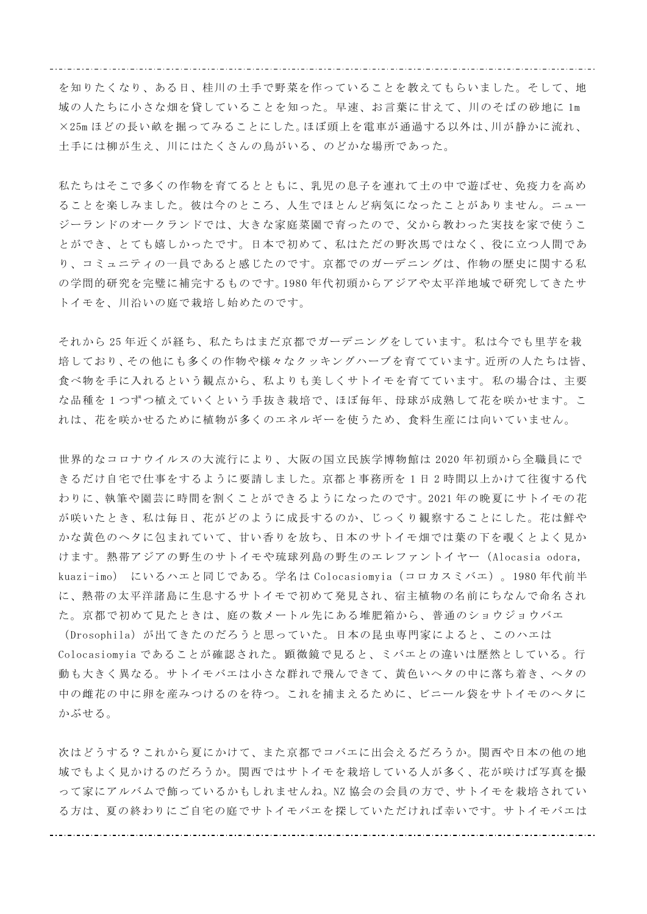を知りたくなり、ある日、桂川の土手で野菜を作っていることを教えてもらいました。そして、地域の人たちに小さな畑を貸していることを知った。早速、お言葉に甘えて、川のそばの砂地に 1m ×25m ほどの長い畝を掘ってみることにした。ほぼ頭上を電車が通過する以外は、川が静かに流れ、土手には柳が生え、川にはたくさんの鳥がいる、のどかな場所であった。

私たちはそこで多くの作物を育てるとともに、乳児の息子を連れて土の中で遊ばせ、免疫力を高めることを楽しみました。彼は今のところ、人生でほとんど病気になったことがありません。ニュージーランドのオークランドでは、大きな家庭菜園で育ったので、父から教わった実技を家で使うことができ、とても嬉しかったです。日本で初めて、私はただの野次馬ではなく、役に立つ人間であり、コミュニティの一員であると感じたのです。京都でのガーデニングは、作物の歴史に関する私の学問的研究を完璧に補完するものです。1980 年代初頭からアジアや太平洋地域で研究してきたサトイモを、川沿いの庭で栽培し始めたのです。

それから 25 年近くが経ち、私たちはまだ京都でガーデニングをしています。私は今でも里芋を栽培しており、その他にも多くの作物や様々なクッキングハーブを育てています。近所の人たちは皆、食べ物を手に入れるという観点から、私よりも美しくサトイモを育てています。私の場合は、主要な品種を 1 つずつ植えていくという手抜き栽培で、ほぼ毎年、母球が成熟して花を咲かせます。これは、花を咲かせるために植物が多くのエネルギーを使うため、食料生産には向いていません。

世界的なコロナウイルスの大流行により、大阪の国立民族学博物館は 2020 年初頭から全職員にできるだけ自宅で仕事をするように要請しました。京都と事務所を 1 日 2 時間以上かけて往復する代わりに、執筆や園芸に時間を割くことができるようになったのです。2021 年の晩夏にサトイモの花が咲いたとき、私は毎日、花がどのように成長するのか、じっくり観察することにした。花は鮮やかな黄色のヘタに包まれていて、甘い香りを放ち、日本のサトイモ畑では葉の下を覗くとよく見かけます。熱帯アジアの野生のサトイモや琉球列島の野生のエレファントイヤー（Alocasia odora, kuazi-imo） にいるハエと同じである。学名は Colocasiomyia（コロカスミバエ）。1980 年代前半に、熱帯の太平洋諸島に生息するサトイモで初めて発見され、宿主植物の名前にちなんで命名された。京都で初めて見たときは、庭の数メートル先にある堆肥箱から、普通のショウジョウバエ（Drosophila）が出てきたのだろうと思っていた。日本の昆虫専門家によると、このハエは Colocasiomyia であることが確認された。顕微鏡で見ると、ミバエとの違いは歴然としている。行動も大きく異なる。サトイモバエは小さな群れで飛んできて、黄色いヘタの中に落ち着き、ヘタの中の雌花の中に卵を産みつけるのを待つ。これを捕まえるために、ビニール袋をサトイモのヘタにかぶせる。

次はどうする？これから夏にかけて、また京都でコバエに出会えるだろうか。関西や日本の他の地域でもよく見かけるのだろうか。関西ではサトイモを栽培している人が多く、花が咲けば写真を撮って家にアルバムで飾っているかもしれませんね。NZ 協会の会員の方で、サトイモを栽培されている方は、夏の終わりにご自宅の庭でサトイモバエを探していただければ幸いです。サトイモバエは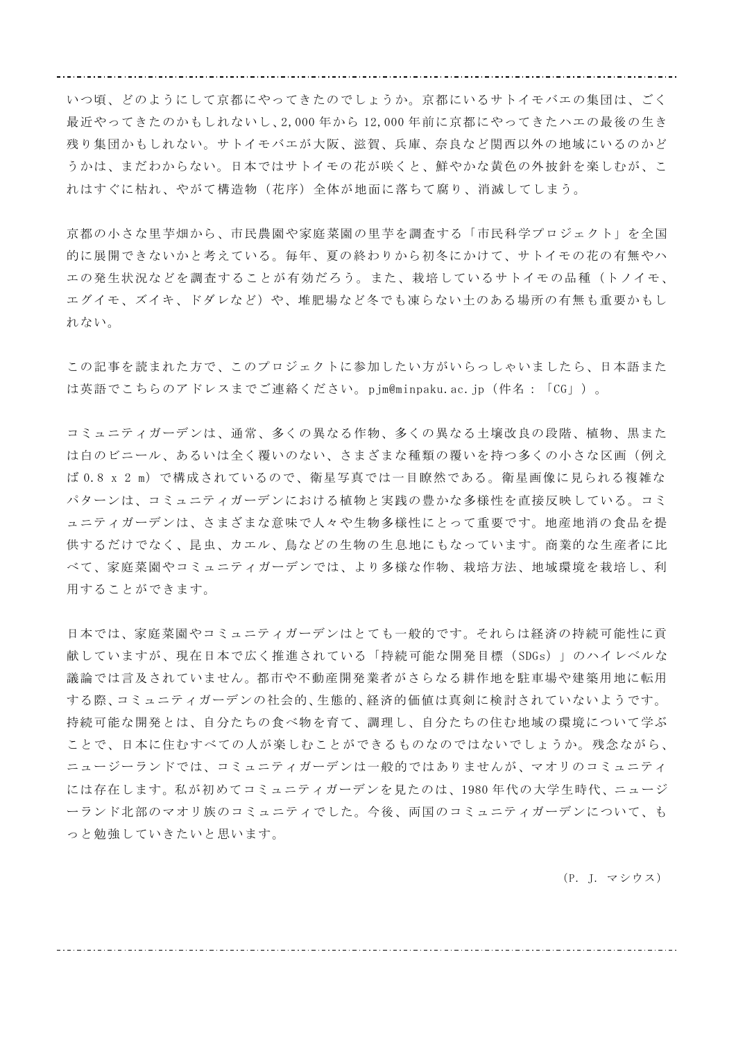いつ頃、どのようにして京都にやってきたのでしょうか。京都にいるサトイモバエの集団は、ごく最近やってきたのかもしれないし、2,000 年から 12,000 年前に京都にやってきたハエの最後の生き残り集団かもしれない。サトイモバエが大阪、滋賀、兵庫、奈良など関西以外の地域にいるのかどうかは、まだわからない。日本ではサトイモの花が咲くと、鮮やかな黄色の外披針を楽しむが、これはすぐに枯れ、やがて構造物（花序）全体が地面に落ちて腐り、消滅してしまう。

京都の小さな里芋畑から、市民農園や家庭菜園の里芋を調査する「市民科学プロジェクト」を全国的に展開できないかと考えている。毎年、夏の終わりから初冬にかけて、サトイモの花の有無やハエの発生状況などを調査することが有効だろう。また、栽培しているサトイモの品種（トノイモ、エグイモ、ズイキ、ドダレなど）や、堆肥場など冬でも凍らない土のある場所の有無も重要かもしれない。

この記事を読まれた方で、このプロジェクトに参加したい方がいらっしゃいましたら、日本語または英語でこちらのアドレスまでご連絡ください。pjm@minpaku.ac.jp（件名：「CG」）。

コミュニティガーデンは、通常、多くの異なる作物、多くの異なる土壌改良の段階、植物、黒または白のビニール、あるいは全く覆いのない、さまざまな種類の覆いを持つ多くの小さな区画（例えば 0.8 x 2 m）で構成されているので、衛星写真では一目瞭然である。衛星画像に見られる複雑なパターンは、コミュニティガーデンにおける植物と実践の豊かな多様性を直接反映している。コミュニティガーデンは、さまざまな意味で人々や生物多様性にとって重要です。地産地消の食品を提供するだけでなく、昆虫、カエル、鳥などの生物の生息地にもなっています。商業的な生産者に比べて、家庭菜園やコミュニティガーデンでは、より多様な作物、栽培方法、地域環境を栽培し、利用することができます。

日本では、家庭菜園やコミュニティガーデンはとても一般的です。それらは経済の持続可能性に貢献していますが、現在日本で広く推進されている「持続可能な開発目標（SDGs）」のハイレベルな議論では言及されていません。都市や不動産開発業者がさらなる耕作地を駐車場や建築用地に転用する際、コミュニティガーデンの社会的、生態的、経済的価値は真剣に検討されていないようです。持続可能な開発とは、自分たちの食べ物を育て、調理し、自分たちの住む地域の環境について学ぶことで、日本に住むすべての人が楽しむことができるものなのではないでしょうか。残念ながら、ニュージーランドでは、コミュニティガーデンは一般的ではありませんが、マオリのコミュニティには存在します。私が初めてコミュニティガーデンを見たのは、1980 年代の大学生時代、ニュージーランド北部のマオリ族のコミュニティでした。今後、両国のコミュニティガーデンについて、もっと勉強していきたいと思います。

（P. J. マシウス）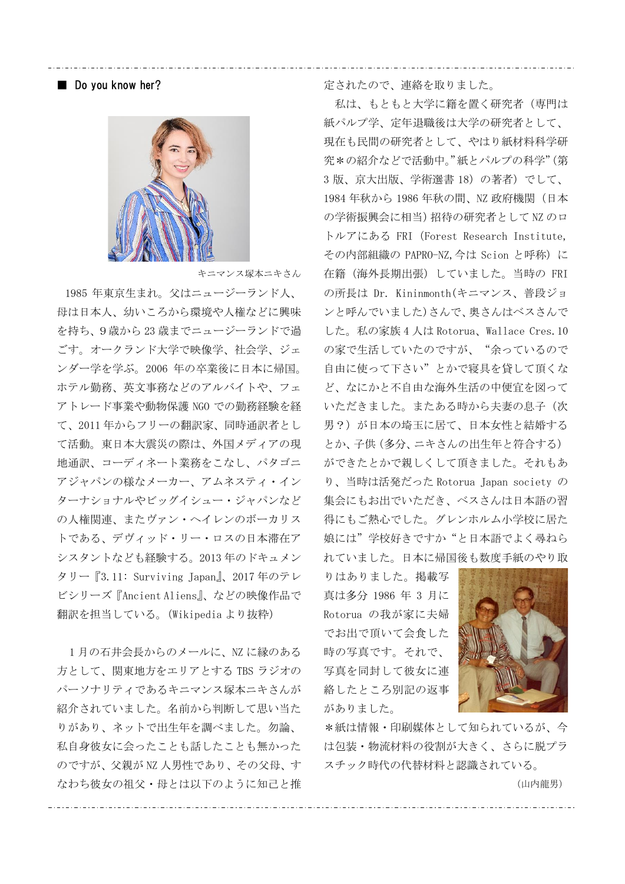## ■ Do you know her?

キニマンス塚本ニキさん

1985 年東京生まれ。父はニュージーランド人、母は日本人、幼いころから環境や人権などに興味を持ち、9 歳から 23 歳までニュージーランドで過ごす。オークランド大学で映像学、社会学、ジェンダー学を学ぶ。2006 年の卒業後に日本に帰国。ホテル勤務、英文事務などのアルバイトや、フェアトレード事業や動物保護 NGO での勤務経験を経て、2011 年からフリーの翻訳家、同時通訳者として活動。東日本大震災の際は、外国メディアの現地通訳、コーディネート業務をこなし、パタゴニアジャパンの様なメーカー、アムネスティ・インターナショナルやビッグイシュー・ジャパンなどの人権関連、またヴァン・ヘイレンのボーカリストである、デヴィッド・リー・ロスの日本滞在アシスタントなども経験する。2013 年のドキュメンタリー『3.11: Surviving Japan』、2017 年のテレビシリーズ『Ancient Aliens』、などの映像作品で翻訳を担当している。(Wikipedia より抜粋)

1 月の石井会長からのメールに、NZ に縁のある方として、関東地方をエリアとする TBS ラジオのパーソナリティであるキニマンス塚本ニキさんが紹介されていました。名前から判断して思い当たりがあり、ネットで出生年を調べました。勿論、私自身彼女に会ったことも話したことも無かったのですが、父親が NZ 人男性であり、その父母、すなわち彼女の祖父・母とは以下のように知己と推定されたので、連絡を取りました。

私は、もともと大学に籍を置く研究者（専門は紙パルプ学、定年退職後は大学の研究者として、現在も民間の研究者として、やはり紙材料科学研究＊の紹介などで活動中。”紙とパルプの科学”（第 3 版、京大出版、学術選書 18）の著者）でして、1984 年秋から 1986 年秋の間、NZ 政府機関（日本の学術振興会に相当）招待の研究者として NZ のロトルアにある FRI (Forest Research Institute, その内部組織の PAPRO-NZ,今は Scion と呼称) に在籍（海外長期出張）していました。当時の FRI の所長は Dr. Kininmonth(キニマンス、普段ジョンと呼んでいました)さんで、奥さんはベスさんでした。私の家族 4 人は Rotorua、Wallace Cres.10 の家で生活していたのですが、“余っているので自由に使って下さい”とかで寝具を貸して頂くなど、なにかと不自由な海外生活の中便宜を図っていただきました。またある時から夫妻の息子（次男？）が日本の埼玉に居て、日本女性と結婚するとか、子供（多分、ニキさんの出生年と符合する）ができたとかで親しくして頂きました。それもあり、当時は活発だった Rotorua Japan society の集会にもお出でいただき、ベスさんは日本語の習得にもご熱心でした。グレンホルム小学校に居た娘には”学校好きですか“と日本語でよく尋ねられていました。日本に帰国後も数度手紙のやり取りはありました。掲載写真は多分 1986 年 3 月に Rotorua の我が家に夫婦でお出で頂いて会食した時の写真です。それで、写真を同封して彼女に連絡したところ別記の返事がありました。

＊紙は情報・印刷媒体として知られているが、今は包装・物流材料の役割が大きく、さらに脱プラスチック時代の代替材料と認識されている。

（山内龍男）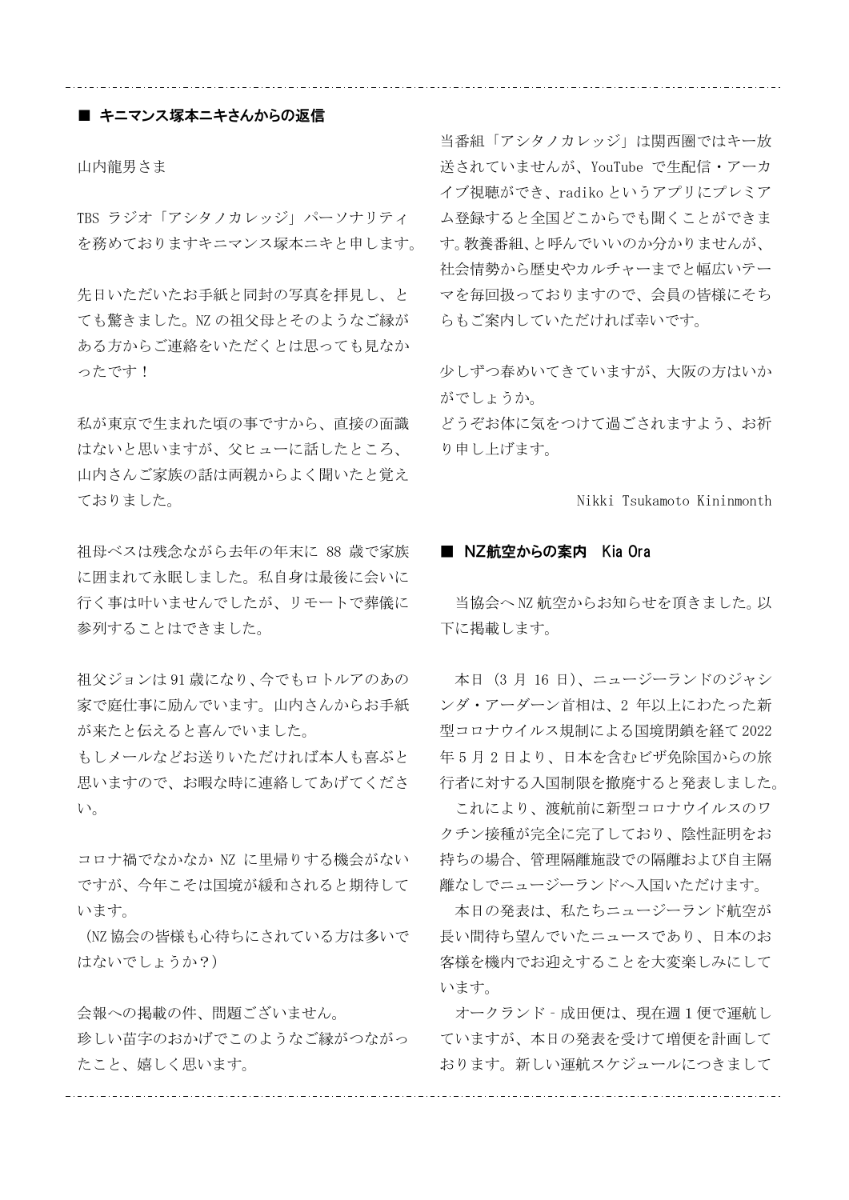## ■ キニマンス塚本ニキさんからの返信

山内龍男さま

TBS ラジオ「アシタノカレッジ」パーソナリティを務めておりますキニマンス塚本ニキと申します。

先日いただいたお手紙と同封の写真を拝見し、とても驚きました。NZ の祖父母とそのようなご縁がある方からご連絡をいただくとは思っても見なかったです！

私が東京で生まれた頃の事ですから、直接の面識はないと思いますが、父ヒューに話したところ、山内さんご家族の話は両親からよく聞いたと覚えておりました。

祖母ベスは残念ながら去年の年末に 88 歳で家族に囲まれて永眠しました。私自身は最後に会いに行く事は叶いませんでしたが、リモートで葬儀に参列することはできました。

祖父ジョンは 91 歳になり、今でもロトルアのあの家で庭仕事に励んでいます。山内さんからお手紙が来たと伝えると喜んでいました。
もしメールなどお送りいただければ本人も喜ぶと思いますので、お暇な時に連絡してあげてください。

コロナ禍でなかなか NZ に里帰りする機会がないですが、今年こそは国境が緩和されると期待しています。
（NZ 協会の皆様も心待ちにされている方は多いではないでしょうか？）

会報への掲載の件、問題ございません。
珍しい苗字のおかげでこのようなご縁がつながったこと、嬉しく思います。

当番組「アシタノカレッジ」は関西圏ではキー放送されていませんが、YouTube で生配信・アーカイブ視聴ができ、radiko というアプリにプレミアム登録すると全国どこからでも聞くことができます。教養番組、と呼んでいいのか分かりませんが、社会情勢から歴史やカルチャーまでと幅広いテーマを毎回扱っておりますので、会員の皆様にそちらもご案内していただければ幸いです。

少しずつ春めいてきていますが、大阪の方はいかがでしょうか。
どうぞお体に気をつけて過ごされますよう、お祈り申し上げます。

Nikki Tsukamoto Kininmonth

## ■ NZ航空からの案内　Kia Ora

当協会へ NZ 航空からお知らせを頂きました。以下に掲載します。

本日（3 月 16 日）、ニュージーランドのジャシンダ・アーダーン首相は、2 年以上にわたった新型コロナウイルス規制による国境閉鎖を経て 2022 年 5 月 2 日より、日本を含むビザ免除国からの旅行者に対する入国制限を撤廃すると発表しました。

これにより、渡航前に新型コロナウイルスのワクチン接種が完全に完了しており、陰性証明をお持ちの場合、管理隔離施設での隔離および自主隔離なしでニュージーランドへ入国いただけます。

本日の発表は、私たちニュージーランド航空が長い間待ち望んでいたニュースであり、日本のお客様を機内でお迎えすることを大変楽しみにしています。

オークランド‐成田便は、現在週 1 便で運航していますが、本日の発表を受けて増便を計画しております。新しい運航スケジュールにつきまして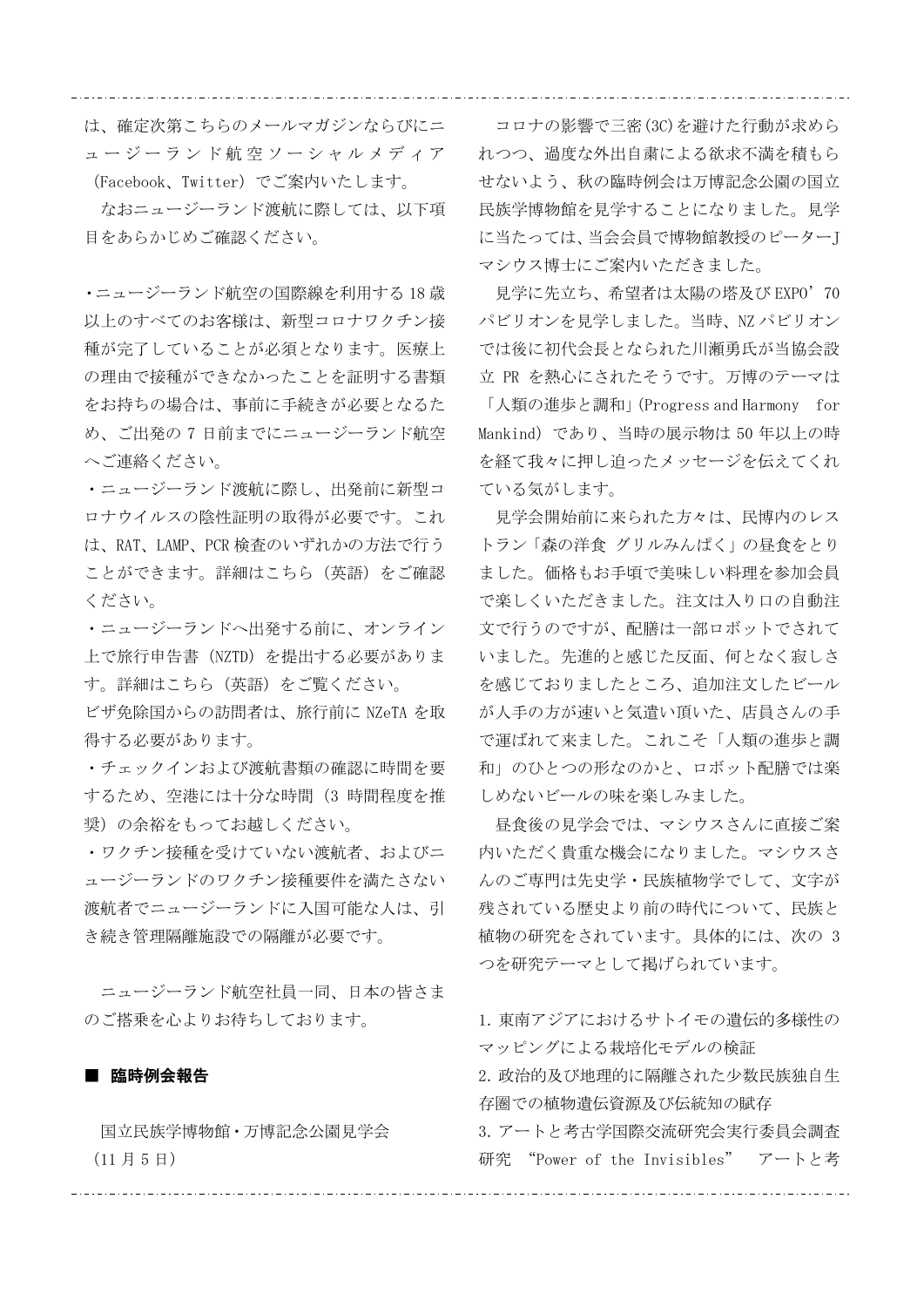は、確定次第こちらのメールマガジンならびにニュージーランド航空ソーシャルメディア（Facebook、Twitter）でご案内いたします。

なおニュージーランド渡航に際しては、以下項目をあらかじめご確認ください。

・ニュージーランド航空の国際線を利用する 18 歳以上のすべてのお客様は、新型コロナワクチン接種が完了していることが必須となります。医療上の理由で接種ができなかったことを証明する書類をお持ちの場合は、事前に手続きが必要となるため、ご出発の 7 日前までにニュージーランド航空へご連絡ください。

・ニュージーランド渡航に際し、出発前に新型コロナウイルスの陰性証明の取得が必要です。これは、RAT、LAMP、PCR 検査のいずれかの方法で行うことができます。詳細はこちら（英語）をご確認ください。

・ニュージーランドへ出発する前に、オンライン上で旅行申告書（NZTD）を提出する必要があります。詳細はこちら（英語）をご覧ください。
ビザ免除国からの訪問者は、旅行前に NZeTA を取得する必要があります。

・チェックインおよび渡航書類の確認に時間を要するため、空港には十分な時間（3 時間程度を推奨）の余裕をもってお越しください。

・ワクチン接種を受けていない渡航者、およびニュージーランドのワクチン接種要件を満たさない渡航者でニュージーランドに入国可能な人は、引き続き管理隔離施設での隔離が必要です。

ニュージーランド航空社員一同、日本の皆さまのご搭乗を心よりお待ちしております。

## ■ 臨時例会報告

国立民族学博物館・万博記念公園見学会（11 月 5 日）

コロナの影響で三密(3C)を避けた行動が求められつつ、過度な外出自粛による欲求不満を積もらせないよう、秋の臨時例会は万博記念公園の国立民族学博物館を見学することになりました。見学に当たっては、当会会員で博物館教授のピーターJ マシウス博士にご案内いただきました。

見学に先立ち、希望者は太陽の塔及び EXPO’70 パビリオンを見学しました。当時、NZ パビリオンでは後に初代会長となられた川瀬勇氏が当協会設立 PR を熱心にされたそうです。万博のテーマは「人類の進歩と調和」(Progress and Harmony for Mankind) であり、当時の展示物は 50 年以上の時を経て我々に押し迫ったメッセージを伝えてくれている気がします。

見学会開始前に来られた方々は、民博内のレストラン「森の洋食 グリルみんぱく」の昼食をとりました。価格もお手頃で美味しい料理を参加会員で楽しくいただきました。注文は入り口の自動注文で行うのですが、配膳は一部ロボットでされていました。先進的と感じた反面、何となく寂しさを感じておりましたところ、追加注文したビールが人手の方が速いと気遣い頂いた、店員さんの手で運ばれて来ました。これこそ「人類の進歩と調和」のひとつの形なのかと、ロボット配膳では楽しめないビールの味を楽しみました。

昼食後の見学会では、マシウスさんに直接ご案内いただく貴重な機会になりました。マシウスさんのご専門は先史学・民族植物学でして、文字が残されている歴史より前の時代について、民族と植物の研究をされています。具体的には、次の 3 つを研究テーマとして掲げられています。

1. 東南アジアにおけるサトイモの遺伝的多様性のマッピングによる栽培化モデルの検証
2. 政治的及び地理的に隔離された少数民族独自生存圏での植物遺伝資源及び伝統知の賦存
3. アートと考古学国際交流研究会実行委員会調査研究 “Power of the Invisibles” アートと考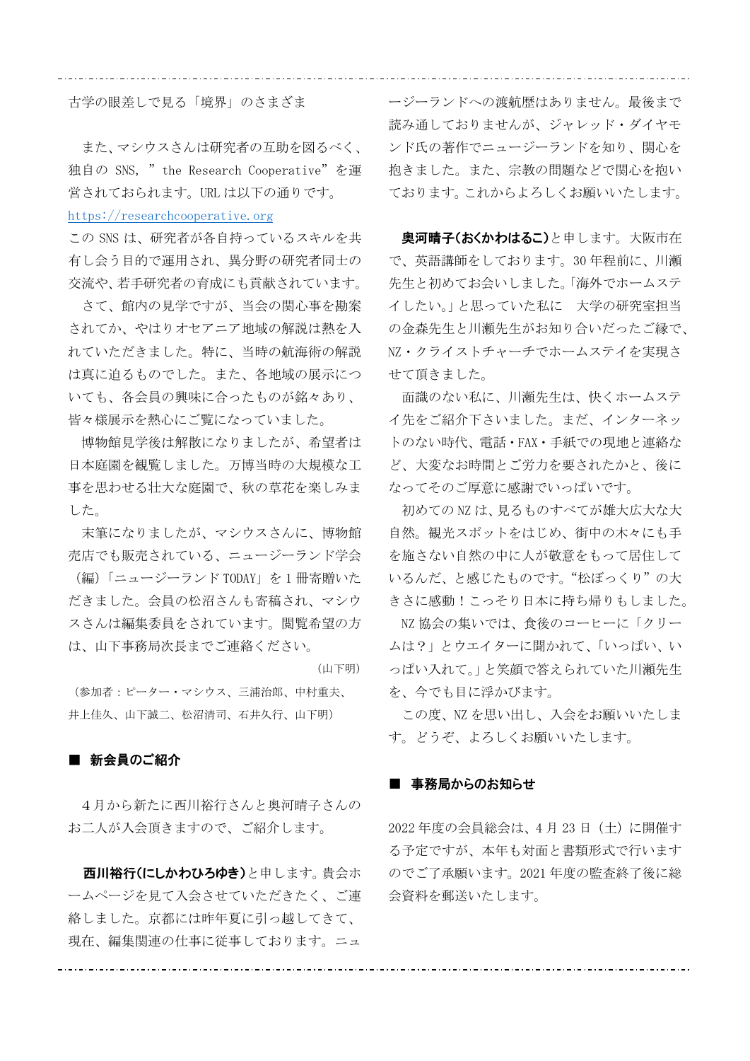古学の眼差しで見る「境界」のさまざま

また、マシウスさんは研究者の互助を図るべく、独自の SNS, ”the Research Cooperative”を運営されておられます。URL は以下の通りです。
https://researchcooperative.org
この SNS は、研究者が各自持っているスキルを共有し会う目的で運用され、異分野の研究者同士の交流や、若手研究者の育成にも貢献されています。

さて、館内の見学ですが、当会の関心事を勘案されてか、やはりオセアニア地域の解説は熱を入れていただきました。特に、当時の航海術の解説は真に迫るものでした。また、各地域の展示についても、各会員の興味に合ったものが銘々あり、皆々様展示を熱心にご覧になっていました。

博物館見学後は解散になりましたが、希望者は日本庭園を観覧しました。万博当時の大規模な工事を思わせる壮大な庭園で、秋の草花を楽しみました。

末筆になりましたが、マシウスさんに、博物館売店でも販売されている、ニュージーランド学会（編）「ニュージーランド TODAY」を 1 冊寄贈いただきました。会員の松沼さんも寄稿され、マシウスさんは編集委員をされています。閲覧希望の方は、山下事務局次長までご連絡ください。

（山下明）

（参加者：ピーター・マシウス、三浦治郎、中村重夫、井上佳久、山下誠二、松沼清司、石井久行、山下明）

## ■ 新会員のご紹介

４月から新たに西川裕行さんと奥河晴子さんのお二人が入会頂きますので、ご紹介します。

**西川裕行(にしかわひろゆき)**と申します。貴会ホームページを見て入会させていただきたく、ご連絡しました。京都には昨年夏に引っ越してきて、現在、編集関連の仕事に従事しております。ニュージーランドへの渡航歴はありません。最後まで読み通しておりませんが、ジャレッド・ダイヤモンド氏の著作でニュージーランドを知り、関心を抱きました。また、宗教の問題などで関心を抱いております。これからよろしくお願いいたします。

**奥河晴子(おくかわはるこ)**と申します。大阪市在で、英語講師をしております。30 年程前に、川瀬先生と初めてお会いしました。「海外でホームステイしたい。」と思っていた私に　大学の研究室担当の金森先生と川瀬先生がお知り合いだったご縁で、NZ・クライストチャーチでホームステイを実現させて頂きました。

面識のない私に、川瀬先生は、快くホームステイ先をご紹介下さいました。まだ、インターネットのない時代、電話・FAX・手紙での現地と連絡など、大変なお時間とご労力を要されたかと、後になってそのご厚意に感謝でいっぱいです。

初めての NZ は、見るものすべてが雄大広大な大自然。観光スポットをはじめ、街中の木々にも手を施さない自然の中に人が敬意をもって居住しているんだ、と感じたものです。“松ぼっくり”の大きさに感動！こっそり日本に持ち帰りもしました。

NZ 協会の集いでは、食後のコーヒーに「クリームは？」とウエイターに聞かれて、「いっぱい、いっぱい入れて。」と笑顔で答えられていた川瀬先生を、今でも目に浮かびます。

この度、NZ を思い出し、入会をお願いいたします。どうぞ、よろしくお願いいたします。

## ■ 事務局からのお知らせ

2022 年度の会員総会は、4 月 23 日（土）に開催する予定ですが、本年も対面と書類形式で行いますのでご了承願います。2021 年度の監査終了後に総会資料を郵送いたします。